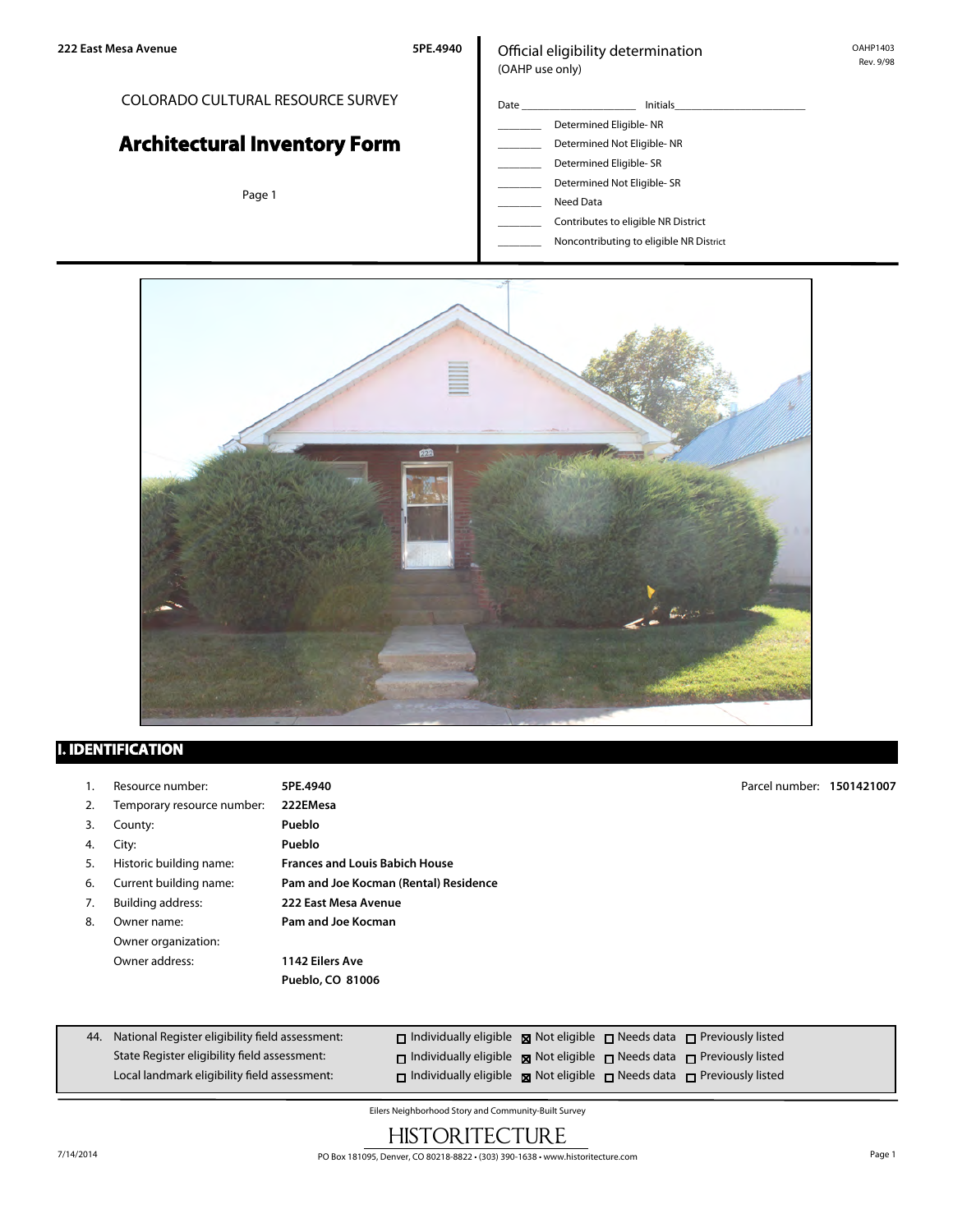222 East Mesa Avenue 5PE.4940

COLORADO CULTURAL RESOURCE SURVEY

# Architectural Inventory Form

Official eligibility determination
(OAHP use only)

OAHP1403
Rev. 9/98

Date ____________________ Initials ______________________

- ________ Determined Eligible- NR
- ________ Determined Not Eligible- NR
- ________ Determined Eligible- SR
- ________ Determined Not Eligible- SR
- ________ Need Data
- ________ Contributes to eligible NR District
- ________ Noncontributing to eligible NR District

## I. IDENTIFICATION

1. Resource number: **5PE.4940** Parcel number: **1501421007**
2. Temporary resource number: **222EMesa**
3. County: **Pueblo**
4. City: **Pueblo**
5. Historic building name: **Frances and Louis Babich House**
6. Current building name: **Pam and Joe Kocman (Rental) Residence**
7. Building address: **222 East Mesa Avenue**
8. Owner name: **Pam and Joe Kocman**
   Owner organization:
   Owner address: **1142 Eilers Ave**
   **Pueblo, CO 81006**

44. National Register eligibility field assessment: ☐ Individually eligible ☒ Not eligible ☐ Needs data ☐ Previously listed
    State Register eligibility field assessment: ☐ Individually eligible ☒ Not eligible ☐ Needs data ☐ Previously listed
    Local landmark eligibility field assessment: ☐ Individually eligible ☒ Not eligible ☐ Needs data ☐ Previously listed

Eilers Neighborhood Story and Community-Built Survey

HISTORITECTURE

PO Box 181095, Denver, CO 80218-8822 • (303) 390-1638 • www.historitecture.com

7/14/2014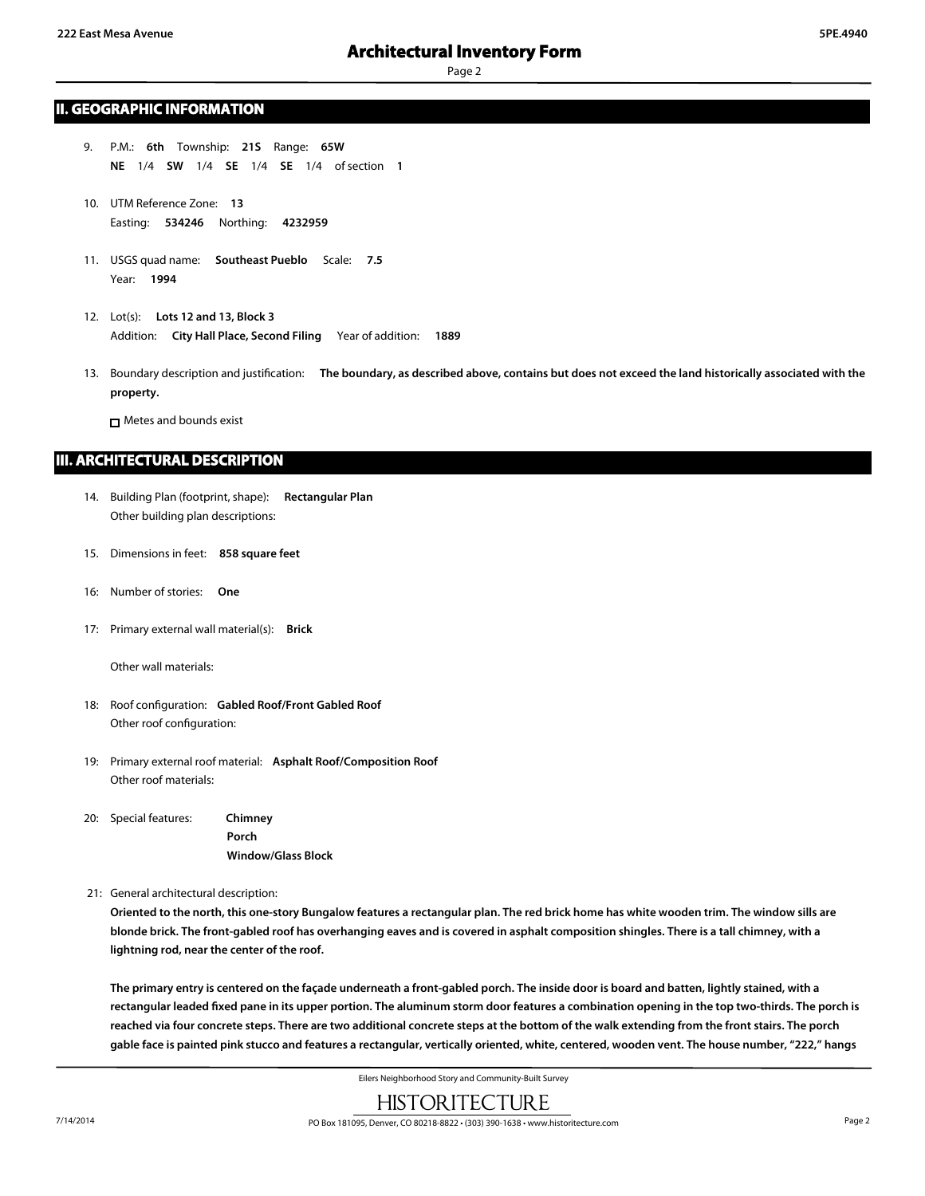## II. GEOGRAPHIC INFORMATION

9. P.M.: **6th** Township: **21S** Range: **65W**
   **NE** 1/4 **SW** 1/4 **SE** 1/4 **SE** 1/4 of section **1**

10. UTM Reference Zone: **13**
    Easting: **534246** Northing: **4232959**

11. USGS quad name: **Southeast Pueblo** Scale: **7.5**
    Year: **1994**

12. Lot(s): **Lots 12 and 13, Block 3**
    Addition: **City Hall Place, Second Filing** Year of addition: **1889**

13. Boundary description and justification: **The boundary, as described above, contains but does not exceed the land historically associated with the property.**

    ☐ Metes and bounds exist

## III. ARCHITECTURAL DESCRIPTION

14. Building Plan (footprint, shape): **Rectangular Plan**
    Other building plan descriptions:

15. Dimensions in feet: **858 square feet**

16: Number of stories: **One**

17: Primary external wall material(s): **Brick**

    Other wall materials:

18: Roof configuration: **Gabled Roof/Front Gabled Roof**
    Other roof configuration:

19: Primary external roof material: **Asphalt Roof/Composition Roof**
    Other roof materials:

20: Special features: **Chimney**
    **Porch**
    **Window/Glass Block**

21: General architectural description:

**Oriented to the north, this one-story Bungalow features a rectangular plan. The red brick home has white wooden trim. The window sills are blonde brick. The front-gabled roof has overhanging eaves and is covered in asphalt composition shingles. There is a tall chimney, with a lightning rod, near the center of the roof.**

**The primary entry is centered on the façade underneath a front-gabled porch. The inside door is board and batten, lightly stained, with a rectangular leaded fixed pane in its upper portion. The aluminum storm door features a combination opening in the top two-thirds. The porch is reached via four concrete steps. There are two additional concrete steps at the bottom of the walk extending from the front stairs. The porch gable face is painted pink stucco and features a rectangular, vertically oriented, white, centered, wooden vent. The house number, "222," hangs**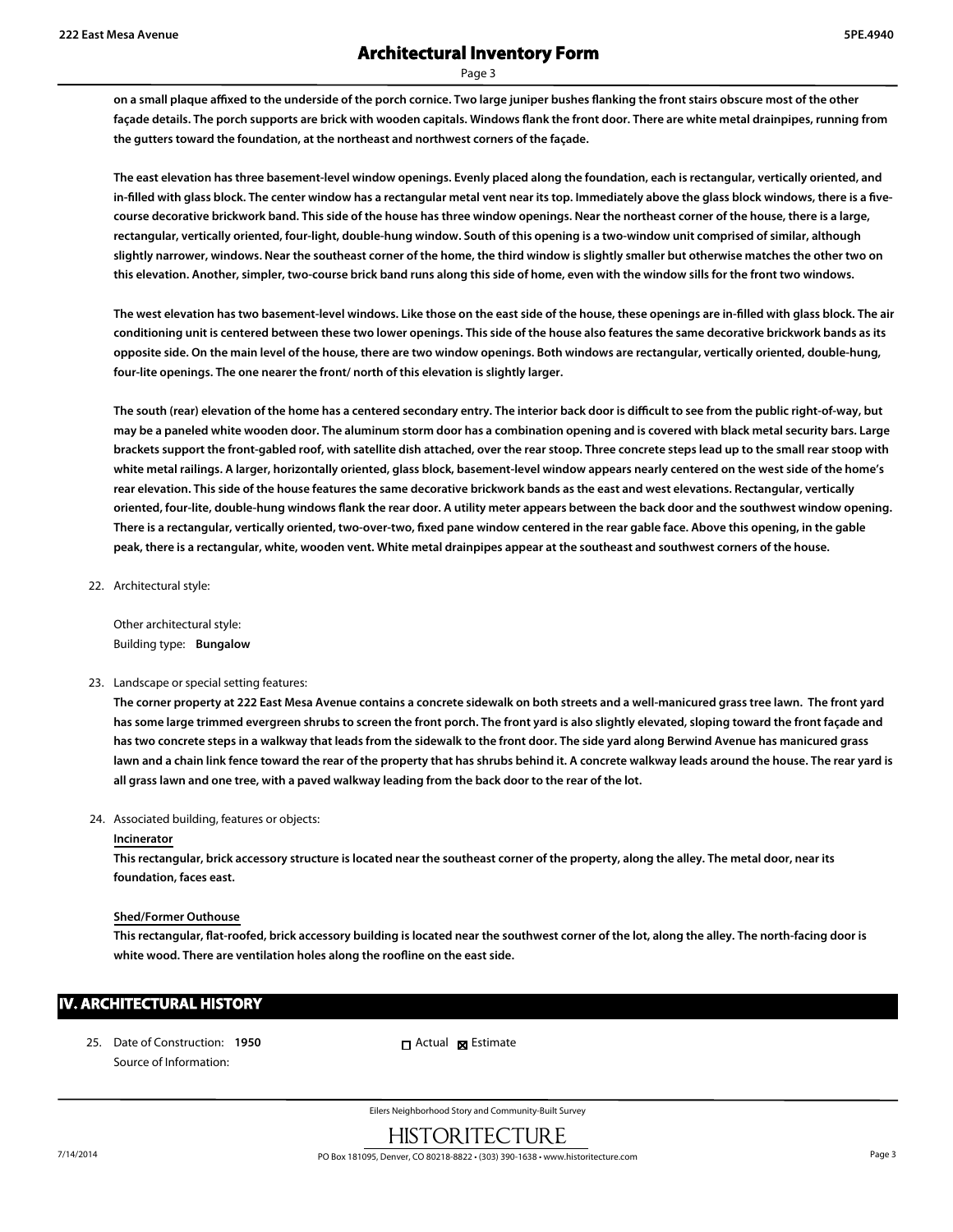**on a small plaque affixed to the underside of the porch cornice. Two large juniper bushes flanking the front stairs obscure most of the other façade details. The porch supports are brick with wooden capitals. Windows flank the front door. There are white metal drainpipes, running from the gutters toward the foundation, at the northeast and northwest corners of the façade.**

**The east elevation has three basement-level window openings. Evenly placed along the foundation, each is rectangular, vertically oriented, and in-filled with glass block. The center window has a rectangular metal vent near its top. Immediately above the glass block windows, there is a five-course decorative brickwork band. This side of the house has three window openings. Near the northeast corner of the house, there is a large, rectangular, vertically oriented, four-light, double-hung window. South of this opening is a two-window unit comprised of similar, although slightly narrower, windows. Near the southeast corner of the home, the third window is slightly smaller but otherwise matches the other two on this elevation. Another, simpler, two-course brick band runs along this side of home, even with the window sills for the front two windows.**

**The west elevation has two basement-level windows. Like those on the east side of the house, these openings are in-filled with glass block. The air conditioning unit is centered between these two lower openings. This side of the house also features the same decorative brickwork bands as its opposite side. On the main level of the house, there are two window openings. Both windows are rectangular, vertically oriented, double-hung, four-lite openings. The one nearer the front/ north of this elevation is slightly larger.**

**The south (rear) elevation of the home has a centered secondary entry. The interior back door is difficult to see from the public right-of-way, but may be a paneled white wooden door. The aluminum storm door has a combination opening and is covered with black metal security bars. Large brackets support the front-gabled roof, with satellite dish attached, over the rear stoop. Three concrete steps lead up to the small rear stoop with white metal railings. A larger, horizontally oriented, glass block, basement-level window appears nearly centered on the west side of the home's rear elevation. This side of the house features the same decorative brickwork bands as the east and west elevations. Rectangular, vertically oriented, four-lite, double-hung windows flank the rear door. A utility meter appears between the back door and the southwest window opening. There is a rectangular, vertically oriented, two-over-two, fixed pane window centered in the rear gable face. Above this opening, in the gable peak, there is a rectangular, white, wooden vent. White metal drainpipes appear at the southeast and southwest corners of the house.**

22. Architectural style:

    Other architectural style:
    Building type: **Bungalow**

23. Landscape or special setting features:

    **The corner property at 222 East Mesa Avenue contains a concrete sidewalk on both streets and a well-manicured grass tree lawn. The front yard has some large trimmed evergreen shrubs to screen the front porch. The front yard is also slightly elevated, sloping toward the front façade and has two concrete steps in a walkway that leads from the sidewalk to the front door. The side yard along Berwind Avenue has manicured grass lawn and a chain link fence toward the rear of the property that has shrubs behind it. A concrete walkway leads around the house. The rear yard is all grass lawn and one tree, with a paved walkway leading from the back door to the rear of the lot.**

24. Associated building, features or objects:

    **Incinerator**

    **This rectangular, brick accessory structure is located near the southeast corner of the property, along the alley. The metal door, near its foundation, faces east.**

    **Shed/Former Outhouse**

    **This rectangular, flat-roofed, brick accessory building is located near the southwest corner of the lot, along the alley. The north-facing door is white wood. There are ventilation holes along the roofline on the east side.**

## IV. ARCHITECTURAL HISTORY

25. Date of Construction: **1950** ☐ Actual ☒ Estimate

    Source of Information: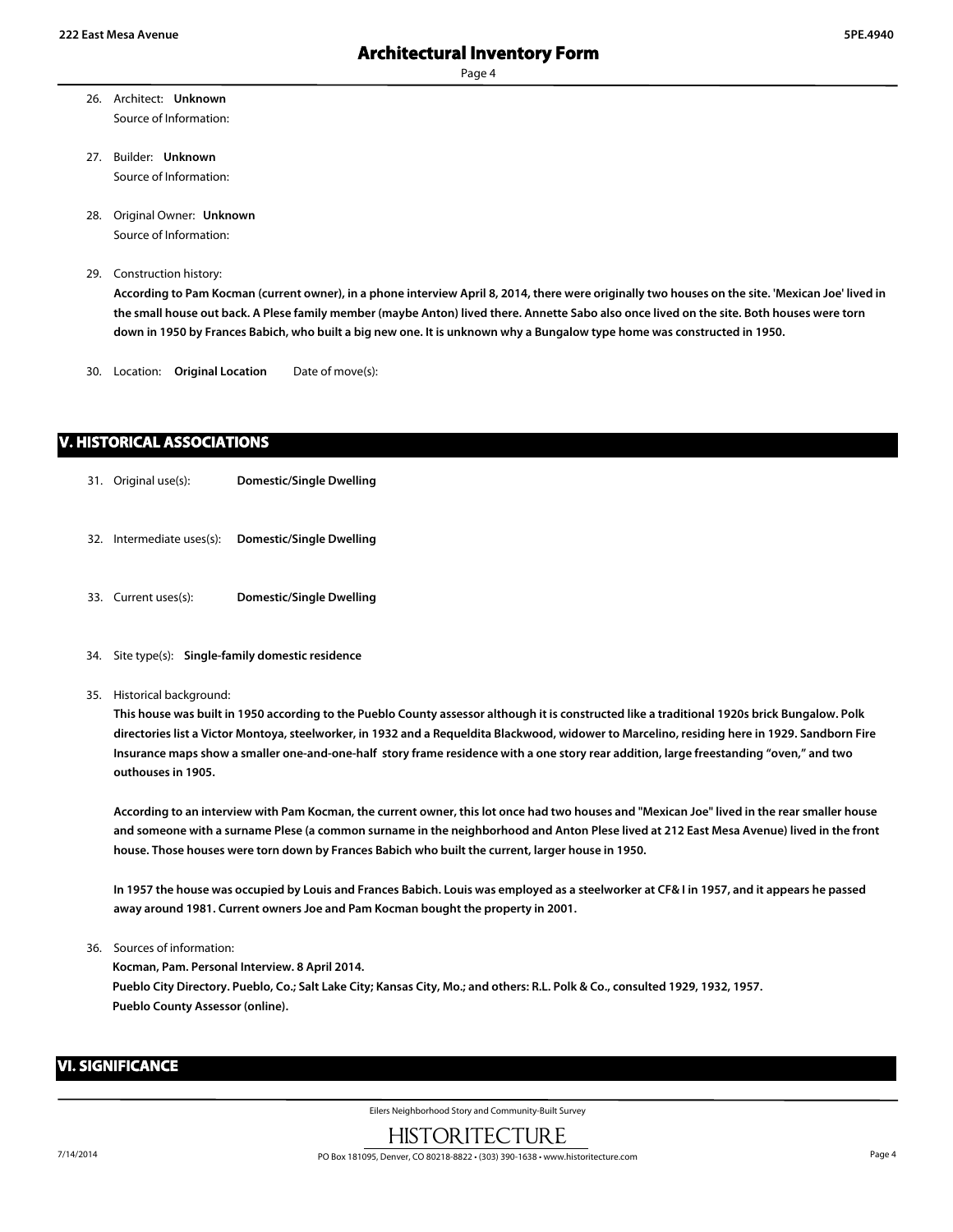26. Architect: **Unknown**
    Source of Information:

27. Builder: **Unknown**
    Source of Information:

28. Original Owner: **Unknown**
    Source of Information:

29. Construction history:
    **According to Pam Kocman (current owner), in a phone interview April 8, 2014, there were originally two houses on the site. 'Mexican Joe' lived in the small house out back. A Plese family member (maybe Anton) lived there. Annette Sabo also once lived on the site. Both houses were torn down in 1950 by Frances Babich, who built a big new one. It is unknown why a Bungalow type home was constructed in 1950.**

30. Location: **Original Location** Date of move(s):

## V. HISTORICAL ASSOCIATIONS

31. Original use(s): **Domestic/Single Dwelling**

32. Intermediate uses(s): **Domestic/Single Dwelling**

33. Current uses(s): **Domestic/Single Dwelling**

34. Site type(s): **Single-family domestic residence**

35. Historical background:
    **This house was built in 1950 according to the Pueblo County assessor although it is constructed like a traditional 1920s brick Bungalow. Polk directories list a Victor Montoya, steelworker, in 1932 and a Requeldita Blackwood, widower to Marcelino, residing here in 1929. Sandborn Fire Insurance maps show a smaller one-and-one-half story frame residence with a one story rear addition, large freestanding "oven," and two outhouses in 1905.**

    **According to an interview with Pam Kocman, the current owner, this lot once had two houses and "Mexican Joe" lived in the rear smaller house and someone with a surname Plese (a common surname in the neighborhood and Anton Plese lived at 212 East Mesa Avenue) lived in the front house. Those houses were torn down by Frances Babich who built the current, larger house in 1950.**

    **In 1957 the house was occupied by Louis and Frances Babich. Louis was employed as a steelworker at CF& I in 1957, and it appears he passed away around 1981. Current owners Joe and Pam Kocman bought the property in 2001.**

36. Sources of information:
    **Kocman, Pam. Personal Interview. 8 April 2014.**
    **Pueblo City Directory. Pueblo, Co.; Salt Lake City; Kansas City, Mo.; and others: R.L. Polk & Co., consulted 1929, 1932, 1957.**
    **Pueblo County Assessor (online).**

## VI. SIGNIFICANCE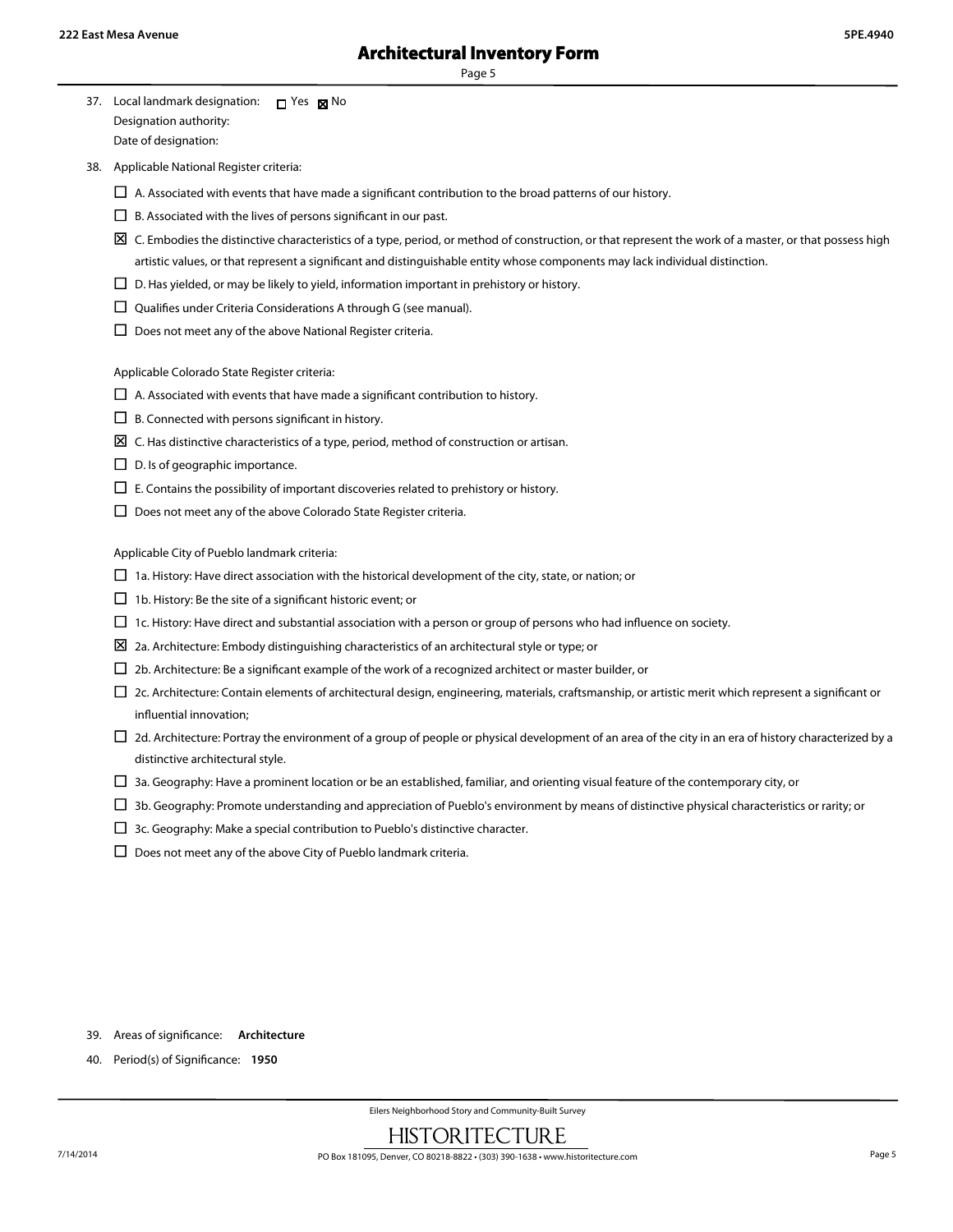37. Local landmark designation: ☐ Yes ☒ No
    Designation authority:
    Date of designation:

38. Applicable National Register criteria:

    ☐ A. Associated with events that have made a significant contribution to the broad patterns of our history.

    ☐ B. Associated with the lives of persons significant in our past.

    ☒ C. Embodies the distinctive characteristics of a type, period, or method of construction, or that represent the work of a master, or that possess high artistic values, or that represent a significant and distinguishable entity whose components may lack individual distinction.

    ☐ D. Has yielded, or may be likely to yield, information important in prehistory or history.

    ☐ Qualifies under Criteria Considerations A through G (see manual).

    ☐ Does not meet any of the above National Register criteria.

    Applicable Colorado State Register criteria:

    ☐ A. Associated with events that have made a significant contribution to history.

    ☐ B. Connected with persons significant in history.

    ☒ C. Has distinctive characteristics of a type, period, method of construction or artisan.

    ☐ D. Is of geographic importance.

    ☐ E. Contains the possibility of important discoveries related to prehistory or history.

    ☐ Does not meet any of the above Colorado State Register criteria.

    Applicable City of Pueblo landmark criteria:

    ☐ 1a. History: Have direct association with the historical development of the city, state, or nation; or

    ☐ 1b. History: Be the site of a significant historic event; or

    ☐ 1c. History: Have direct and substantial association with a person or group of persons who had influence on society.

    ☒ 2a. Architecture: Embody distinguishing characteristics of an architectural style or type; or

    ☐ 2b. Architecture: Be a significant example of the work of a recognized architect or master builder, or

    ☐ 2c. Architecture: Contain elements of architectural design, engineering, materials, craftsmanship, or artistic merit which represent a significant or influential innovation;

    ☐ 2d. Architecture: Portray the environment of a group of people or physical development of an area of the city in an era of history characterized by a distinctive architectural style.

    ☐ 3a. Geography: Have a prominent location or be an established, familiar, and orienting visual feature of the contemporary city, or

    ☐ 3b. Geography: Promote understanding and appreciation of Pueblo's environment by means of distinctive physical characteristics or rarity; or

    ☐ 3c. Geography: Make a special contribution to Pueblo's distinctive character.

    ☐ Does not meet any of the above City of Pueblo landmark criteria.

39. Areas of significance: **Architecture**

40. Period(s) of Significance: **1950**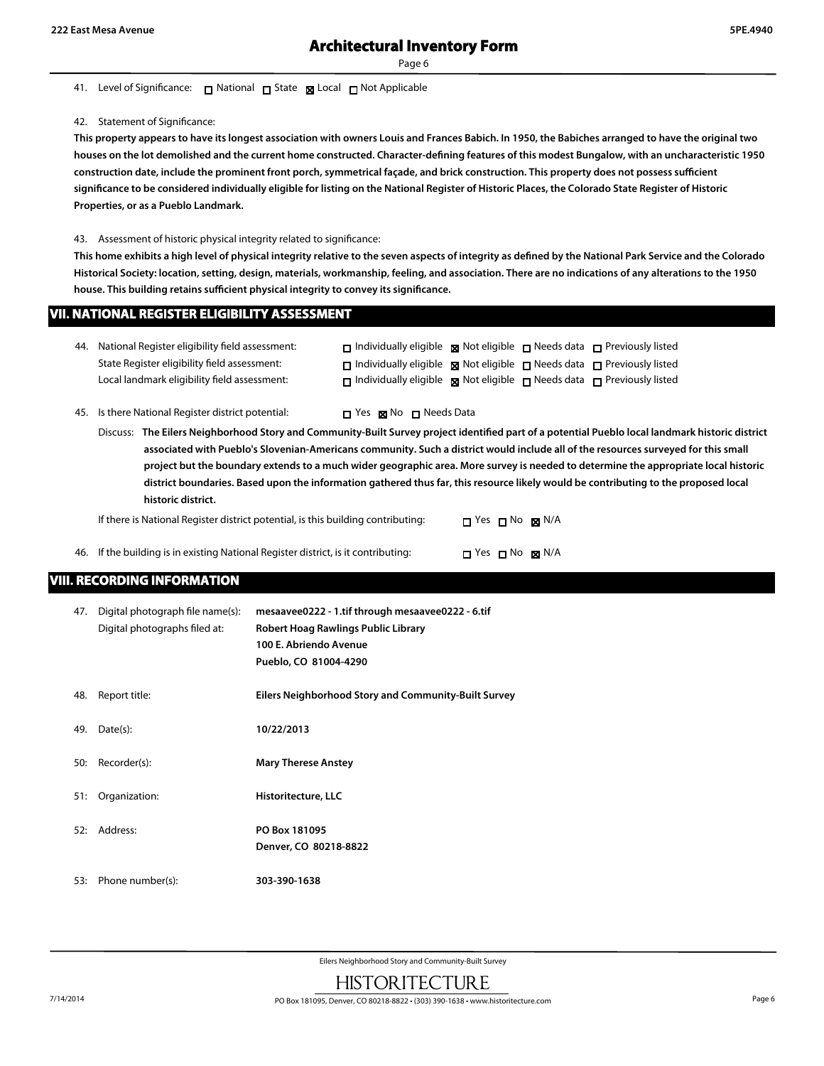41. Level of Significance: ☐ National ☐ State ☒ Local ☐ Not Applicable

42. Statement of Significance:

**This property appears to have its longest association with owners Louis and Frances Babich. In 1950, the Babiches arranged to have the original two houses on the lot demolished and the current home constructed. Character-defining features of this modest Bungalow, with an uncharacteristic 1950 construction date, include the prominent front porch, symmetrical façade, and brick construction. This property does not possess sufficient significance to be considered individually eligible for listing on the National Register of Historic Places, the Colorado State Register of Historic Properties, or as a Pueblo Landmark.**

43. Assessment of historic physical integrity related to significance:

**This home exhibits a high level of physical integrity relative to the seven aspects of integrity as defined by the National Park Service and the Colorado Historical Society: location, setting, design, materials, workmanship, feeling, and association. There are no indications of any alterations to the 1950 house. This building retains sufficient physical integrity to convey its significance.**

## VII. NATIONAL REGISTER ELIGIBILITY ASSESSMENT

44. National Register eligibility field assessment: ☐ Individually eligible ☒ Not eligible ☐ Needs data ☐ Previously listed

State Register eligibility field assessment: ☐ Individually eligible ☒ Not eligible ☐ Needs data ☐ Previously listed

Local landmark eligibility field assessment: ☐ Individually eligible ☒ Not eligible ☐ Needs data ☐ Previously listed

45. Is there National Register district potential: ☐ Yes ☒ No ☐ Needs Data

Discuss: **The Eilers Neighborhood Story and Community-Built Survey project identified part of a potential Pueblo local landmark historic district associated with Pueblo's Slovenian-Americans community. Such a district would include all of the resources surveyed for this small project but the boundary extends to a much wider geographic area. More survey is needed to determine the appropriate local historic district boundaries. Based upon the information gathered thus far, this resource likely would be contributing to the proposed local historic district.**

If there is National Register district potential, is this building contributing: ☐ Yes ☐ No ☒ N/A

46. If the building is in existing National Register district, is it contributing: ☐ Yes ☐ No ☒ N/A

## VIII. RECORDING INFORMATION

47. Digital photograph file name(s): **mesaavee0222 - 1.tif through mesaavee0222 - 6.tif**

Digital photographs filed at: **Robert Hoag Rawlings Public Library**
**100 E. Abriendo Avenue**
**Pueblo, CO 81004-4290**

48. Report title: **Eilers Neighborhood Story and Community-Built Survey**

49. Date(s): **10/22/2013**

50: Recorder(s): **Mary Therese Anstey**

51: Organization: **Historitecture, LLC**

52: Address: **PO Box 181095**
**Denver, CO 80218-8822**

53: Phone number(s): **303-390-1638**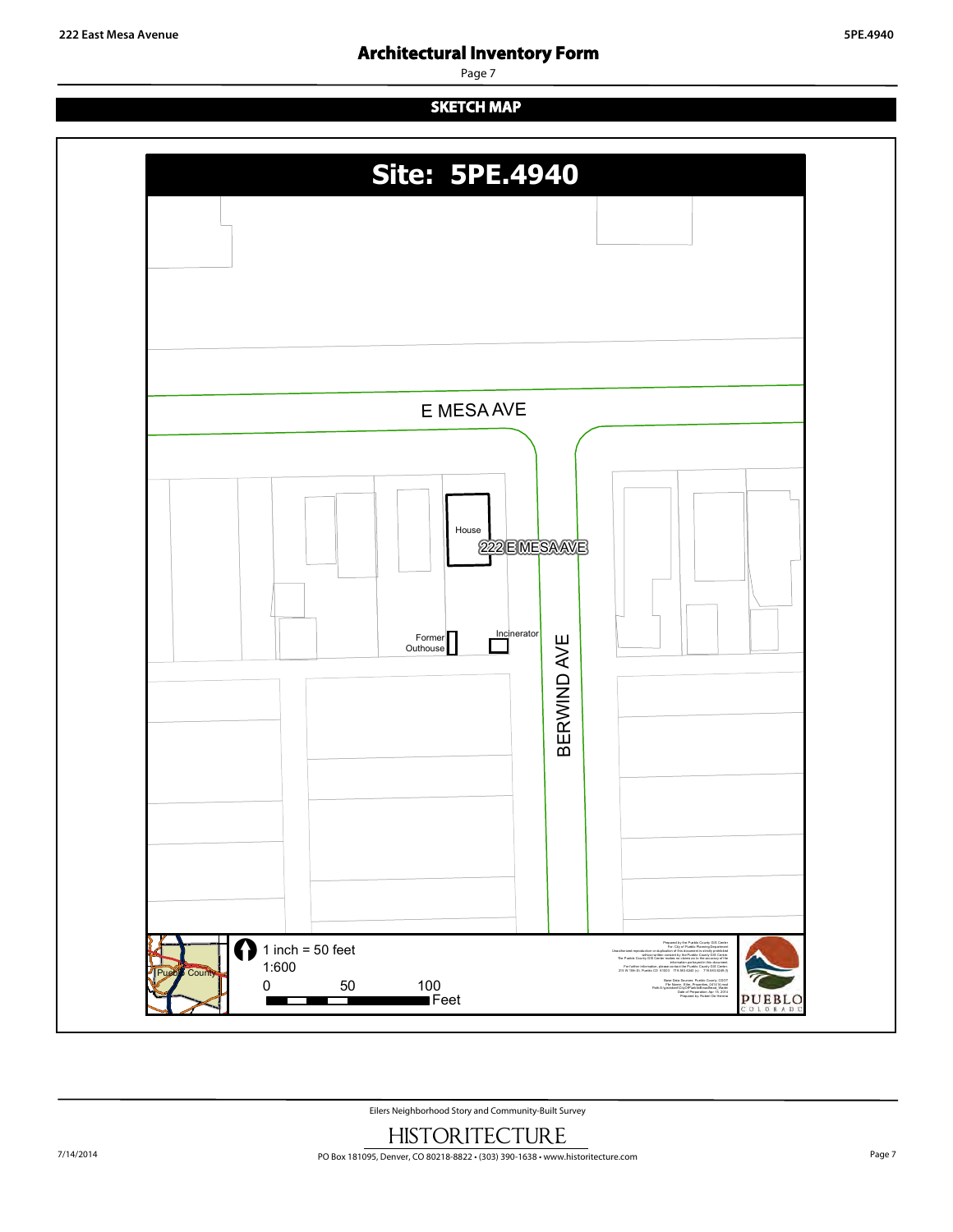## SKETCH MAP

**Site: 5PE.4940**

E MESA AVE

BERWIND AVE

House

222 E MESA AVE

Former Outhouse

Incinerator

Pueblo County

1 inch = 50 feet

1:600

0 50 100 Feet

PUEBLO COLORADO

Eilers Neighborhood Story and Community-Built Survey

HISTORITECTURE

PO Box 181095, Denver, CO 80218-8822 • (303) 390-1638 • www.historitecture.com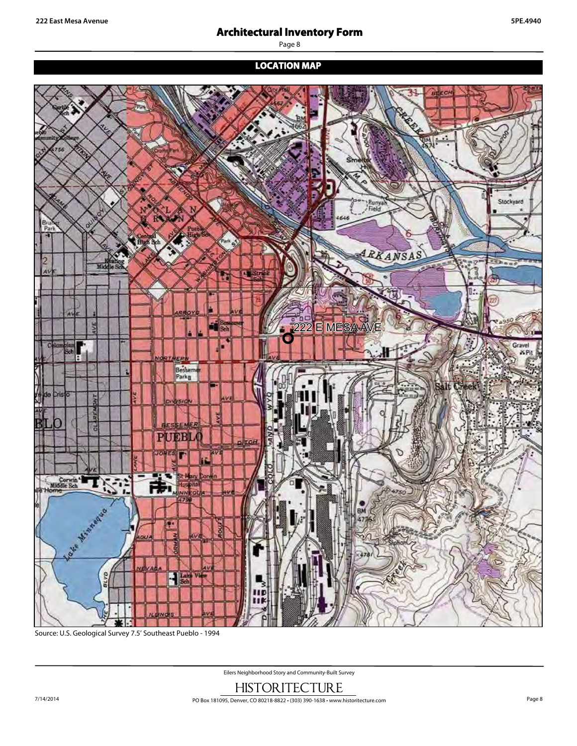## LOCATION MAP

222 E MESA AVE

Source: U.S. Geological Survey 7.5' Southeast Pueblo - 1994